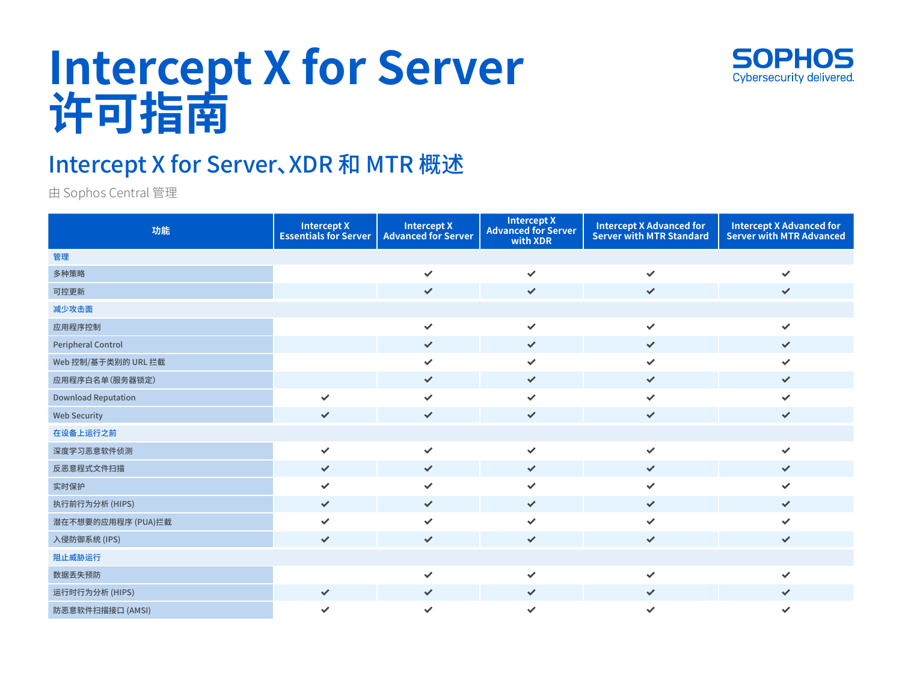# Intercept X for Server 许可指南

SOPHOS
Cybersecurity delivered.

## Intercept X for Server、XDR 和 MTR 概述

由 Sophos Central 管理

| 功能 | Intercept X Essentials for Server | Intercept X Advanced for Server | Intercept X Advanced for Server with XDR | Intercept X Advanced for Server with MTR Standard | Intercept X Advanced for Server with MTR Advanced |
|---|---|---|---|---|---|
| **管理** | | | | | |
| 多种策略 | | ✔ | ✔ | ✔ | ✔ |
| 可控更新 | | ✔ | ✔ | ✔ | ✔ |
| **减少攻击面** | | | | | |
| 应用程序控制 | | ✔ | ✔ | ✔ | ✔ |
| Peripheral Control | | ✔ | ✔ | ✔ | ✔ |
| Web 控制/基于类别的 URL 拦截 | | ✔ | ✔ | ✔ | ✔ |
| 应用程序白名单（服务器锁定） | | ✔ | ✔ | ✔ | ✔ |
| Download Reputation | ✔ | ✔ | ✔ | ✔ | ✔ |
| Web Security | ✔ | ✔ | ✔ | ✔ | ✔ |
| **在设备上运行之前** | | | | | |
| 深度学习恶意软件侦测 | ✔ | ✔ | ✔ | ✔ | ✔ |
| 反恶意程式文件扫描 | ✔ | ✔ | ✔ | ✔ | ✔ |
| 实时保护 | ✔ | ✔ | ✔ | ✔ | ✔ |
| 执行前行为分析 (HIPS) | ✔ | ✔ | ✔ | ✔ | ✔ |
| 潜在不想要的应用程序 (PUA)拦截 | ✔ | ✔ | ✔ | ✔ | ✔ |
| 入侵防御系统 (IPS) | ✔ | ✔ | ✔ | ✔ | ✔ |
| **阻止威胁运行** | | | | | |
| 数据丢失预防 | | ✔ | ✔ | ✔ | ✔ |
| 运行时行为分析 (HIPS) | ✔ | ✔ | ✔ | ✔ | ✔ |
| 防恶意软件扫描接口 (AMSI) | ✔ | ✔ | ✔ | ✔ | ✔ |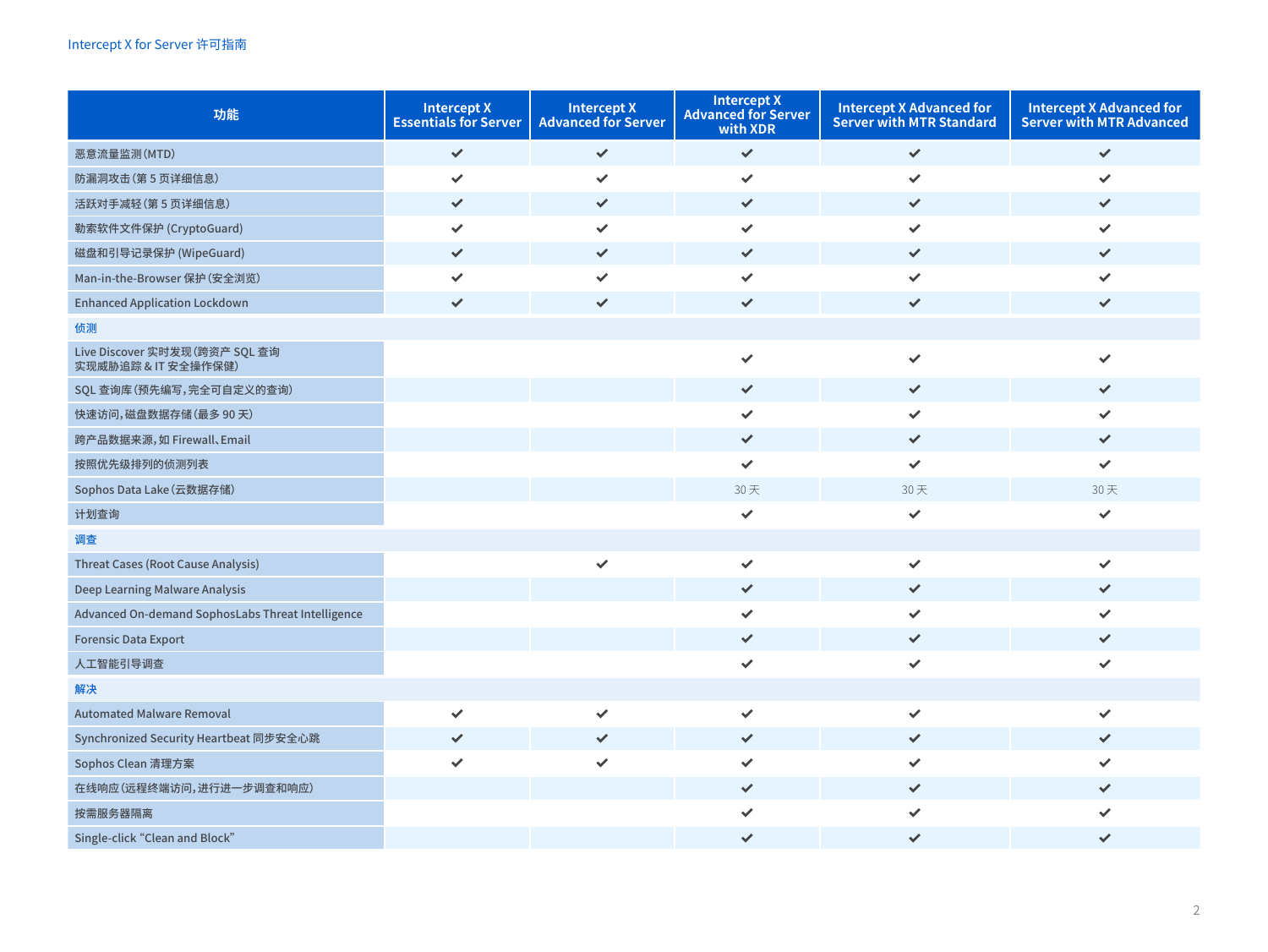| 功能 | Intercept X Essentials for Server | Intercept X Advanced for Server | Intercept X Advanced for Server with XDR | Intercept X Advanced for Server with MTR Standard | Intercept X Advanced for Server with MTR Advanced |
|---|---|---|---|---|---|
| 恶意流量监测(MTD) | ✔ | ✔ | ✔ | ✔ | ✔ |
| 防漏洞攻击(第 5 页详细信息) | ✔ | ✔ | ✔ | ✔ | ✔ |
| 活跃对手减轻(第 5 页详细信息) | ✔ | ✔ | ✔ | ✔ | ✔ |
| 勒索软件文件保护 (CryptoGuard) | ✔ | ✔ | ✔ | ✔ | ✔ |
| 磁盘和引导记录保护 (WipeGuard) | ✔ | ✔ | ✔ | ✔ | ✔ |
| Man-in-the-Browser 保护 (安全浏览) | ✔ | ✔ | ✔ | ✔ | ✔ |
| Enhanced Application Lockdown | ✔ | ✔ | ✔ | ✔ | ✔ |
| **侦测** | | | | | |
| Live Discover 实时发现(跨资产 SQL 查询实现威胁追踪 & IT 安全操作保健) | | | ✔ | ✔ | ✔ |
| SQL 查询库(预先编写,完全可自定义的查询) | | | ✔ | ✔ | ✔ |
| 快速访问,磁盘数据存储(最多 90 天) | | | ✔ | ✔ | ✔ |
| 跨产品数据来源,如 Firewall、Email | | | ✔ | ✔ | ✔ |
| 按照优先级排列的侦测列表 | | | ✔ | ✔ | ✔ |
| Sophos Data Lake(云数据存储) | | | 30 天 | 30 天 | 30 天 |
| 计划查询 | | | ✔ | ✔ | ✔ |
| **调查** | | | | | |
| Threat Cases (Root Cause Analysis) | | ✔ | ✔ | ✔ | ✔ |
| Deep Learning Malware Analysis | | | ✔ | ✔ | ✔ |
| Advanced On-demand SophosLabs Threat Intelligence | | | ✔ | ✔ | ✔ |
| Forensic Data Export | | | ✔ | ✔ | ✔ |
| 人工智能引导调查 | | | ✔ | ✔ | ✔ |
| **解决** | | | | | |
| Automated Malware Removal | ✔ | ✔ | ✔ | ✔ | ✔ |
| Synchronized Security Heartbeat 同步安全心跳 | ✔ | ✔ | ✔ | ✔ | ✔ |
| Sophos Clean 清理方案 | ✔ | ✔ | ✔ | ✔ | ✔ |
| 在线响应(远程终端访问,进行进一步调查和响应) | | | ✔ | ✔ | ✔ |
| 按需服务器隔离 | | | ✔ | ✔ | ✔ |
| Single-click "Clean and Block" | | | ✔ | ✔ | ✔ |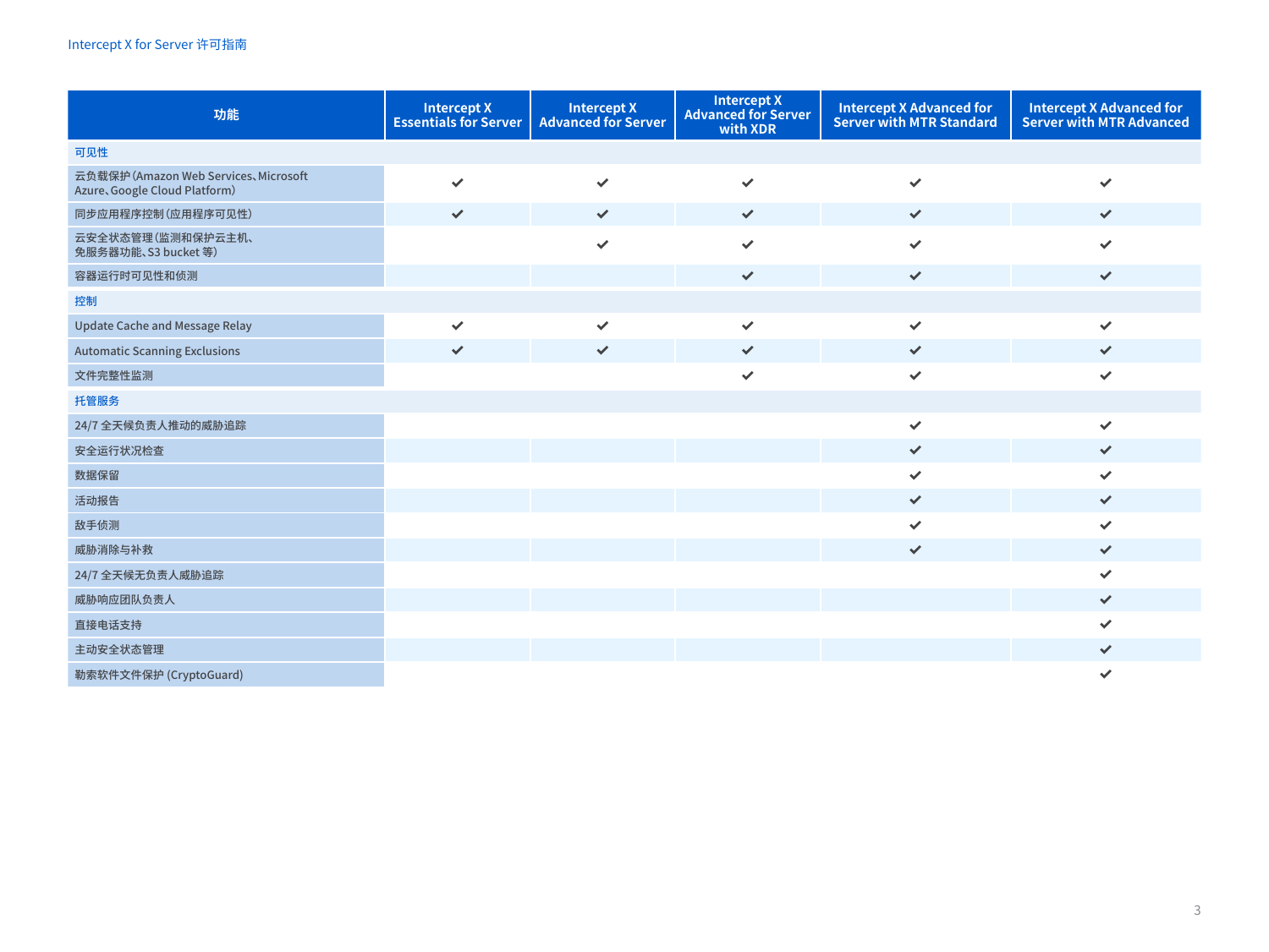| 功能 | Intercept X Essentials for Server | Intercept X Advanced for Server | Intercept X Advanced for Server with XDR | Intercept X Advanced for Server with MTR Standard | Intercept X Advanced for Server with MTR Advanced |
|---|---|---|---|---|---|
| **可见性** | | | | | |
| 云负载保护(Amazon Web Services、Microsoft Azure、Google Cloud Platform) | ✔ | ✔ | ✔ | ✔ | ✔ |
| 同步应用程序控制(应用程序可见性) | ✔ | ✔ | ✔ | ✔ | ✔ |
| 云安全状态管理(监测和保护云主机、免服务器功能、S3 bucket 等) | | ✔ | ✔ | ✔ | ✔ |
| 容器运行时可见性和侦测 | | | ✔ | ✔ | ✔ |
| **控制** | | | | | |
| Update Cache and Message Relay | ✔ | ✔ | ✔ | ✔ | ✔ |
| Automatic Scanning Exclusions | ✔ | ✔ | ✔ | ✔ | ✔ |
| 文件完整性监测 | | | ✔ | ✔ | ✔ |
| **托管服务** | | | | | |
| 24/7 全天候负责人推动的威胁追踪 | | | | ✔ | ✔ |
| 安全运行状况检查 | | | | ✔ | ✔ |
| 数据保留 | | | | ✔ | ✔ |
| 活动报告 | | | | ✔ | ✔ |
| 敌手侦测 | | | | ✔ | ✔ |
| 威胁消除与补救 | | | | ✔ | ✔ |
| 24/7 全天候无负责人威胁追踪 | | | | | ✔ |
| 威胁响应团队负责人 | | | | | ✔ |
| 直接电话支持 | | | | | ✔ |
| 主动安全状态管理 | | | | | ✔ |
| 勒索软件文件保护 (CryptoGuard) | | | | | ✔ |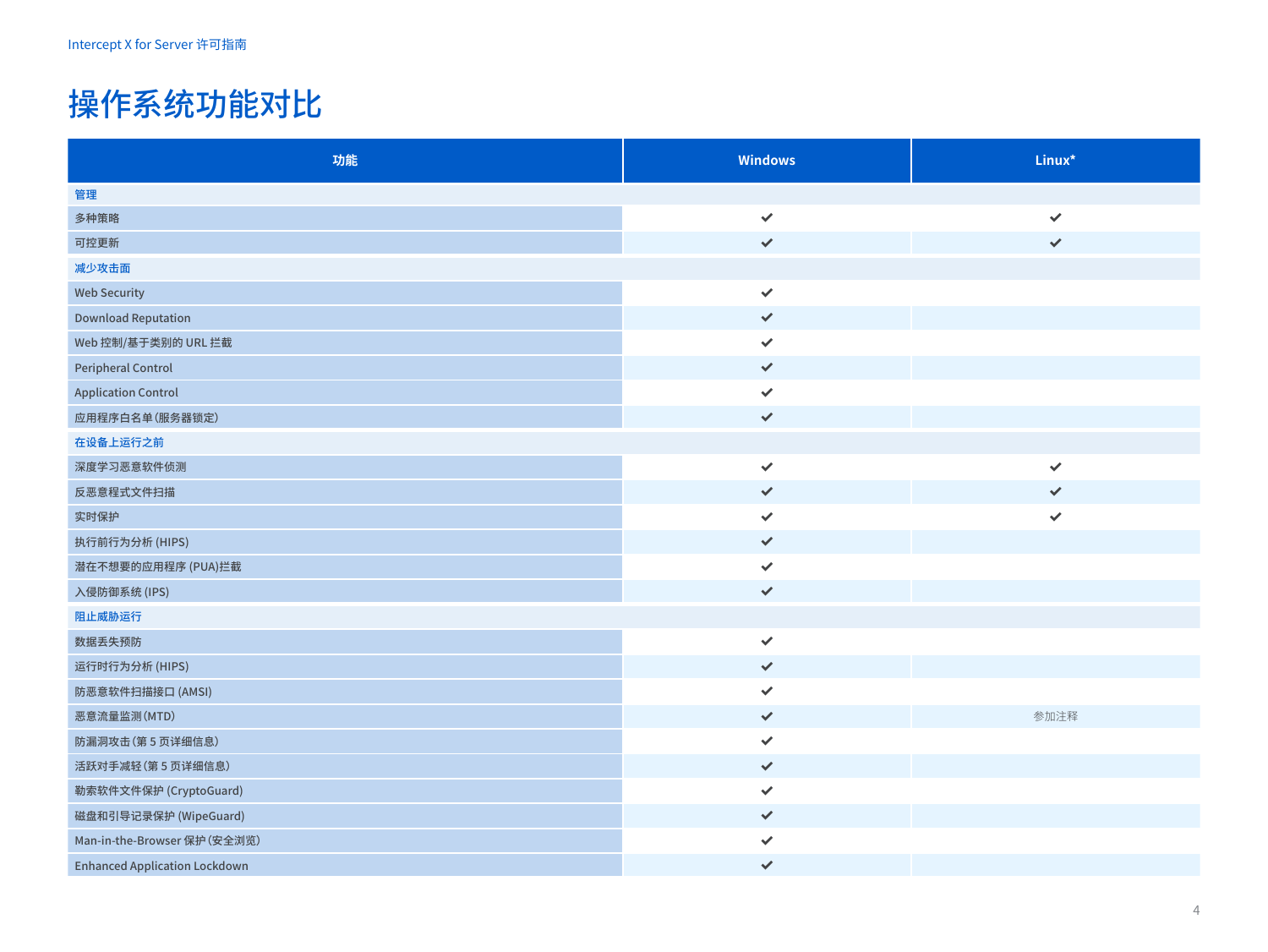# 操作系统功能对比

| 功能 | Windows | Linux* |
|---|---|---|
| 管理 | | |
| 多种策略 | ✔ | ✔ |
| 可控更新 | ✔ | ✔ |
| 减少攻击面 | | |
| Web Security | ✔ | |
| Download Reputation | ✔ | |
| Web 控制/基于类别的 URL 拦截 | ✔ | |
| Peripheral Control | ✔ | |
| Application Control | ✔ | |
| 应用程序白名单（服务器锁定） | ✔ | |
| 在设备上运行之前 | | |
| 深度学习恶意软件侦测 | ✔ | ✔ |
| 反恶意程式文件扫描 | ✔ | ✔ |
| 实时保护 | ✔ | ✔ |
| 执行前行为分析 (HIPS) | ✔ | |
| 潜在不想要的应用程序 (PUA)拦截 | ✔ | |
| 入侵防御系统 (IPS) | ✔ | |
| 阻止威胁运行 | | |
| 数据丢失预防 | ✔ | |
| 运行时行为分析 (HIPS) | ✔ | |
| 防恶意软件扫描接口 (AMSI) | ✔ | |
| 恶意流量监测(MTD) | ✔ | 参加注释 |
| 防漏洞攻击（第 5 页详细信息） | ✔ | |
| 活跃对手减轻（第 5 页详细信息） | ✔ | |
| 勒索软件文件保护 (CryptoGuard) | ✔ | |
| 磁盘和引导记录保护 (WipeGuard) | ✔ | |
| Man-in-the-Browser 保护（安全浏览） | ✔ | |
| Enhanced Application Lockdown | ✔ | |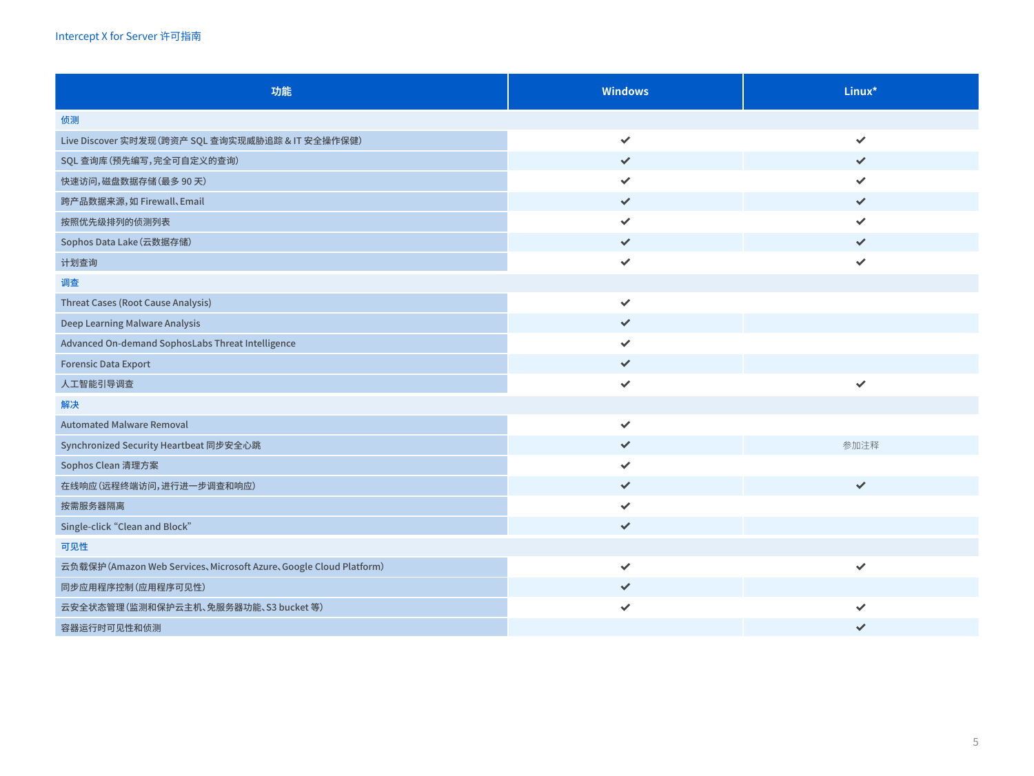| 功能 | Windows | Linux* |
|---|---|---|
| **侦测** | | |
| Live Discover 实时发现（跨资产 SQL 查询实现威胁追踪 & IT 安全操作保健） | ✔ | ✔ |
| SQL 查询库（预先编写，完全可自定义的查询） | ✔ | ✔ |
| 快速访问，磁盘数据存储（最多 90 天） | ✔ | ✔ |
| 跨产品数据来源，如 Firewall、Email | ✔ | ✔ |
| 按照优先级排列的侦测列表 | ✔ | ✔ |
| Sophos Data Lake（云数据存储） | ✔ | ✔ |
| 计划查询 | ✔ | ✔ |
| **调查** | | |
| Threat Cases (Root Cause Analysis) | ✔ | |
| Deep Learning Malware Analysis | ✔ | |
| Advanced On-demand SophosLabs Threat Intelligence | ✔ | |
| Forensic Data Export | ✔ | |
| 人工智能引导调查 | ✔ | ✔ |
| **解决** | | |
| Automated Malware Removal | ✔ | |
| Synchronized Security Heartbeat 同步安全心跳 | ✔ | 参加注释 |
| Sophos Clean 清理方案 | ✔ | |
| 在线响应（远程终端访问，进行进一步调查和响应） | ✔ | ✔ |
| 按需服务器隔离 | ✔ | |
| Single-click "Clean and Block" | ✔ | |
| **可见性** | | |
| 云负载保护（Amazon Web Services、Microsoft Azure、Google Cloud Platform） | ✔ | ✔ |
| 同步应用程序控制（应用程序可见性） | ✔ | |
| 云安全状态管理（监测和保护云主机、免服务器功能、S3 bucket 等） | ✔ | ✔ |
| 容器运行时可见性和侦测 | | ✔ |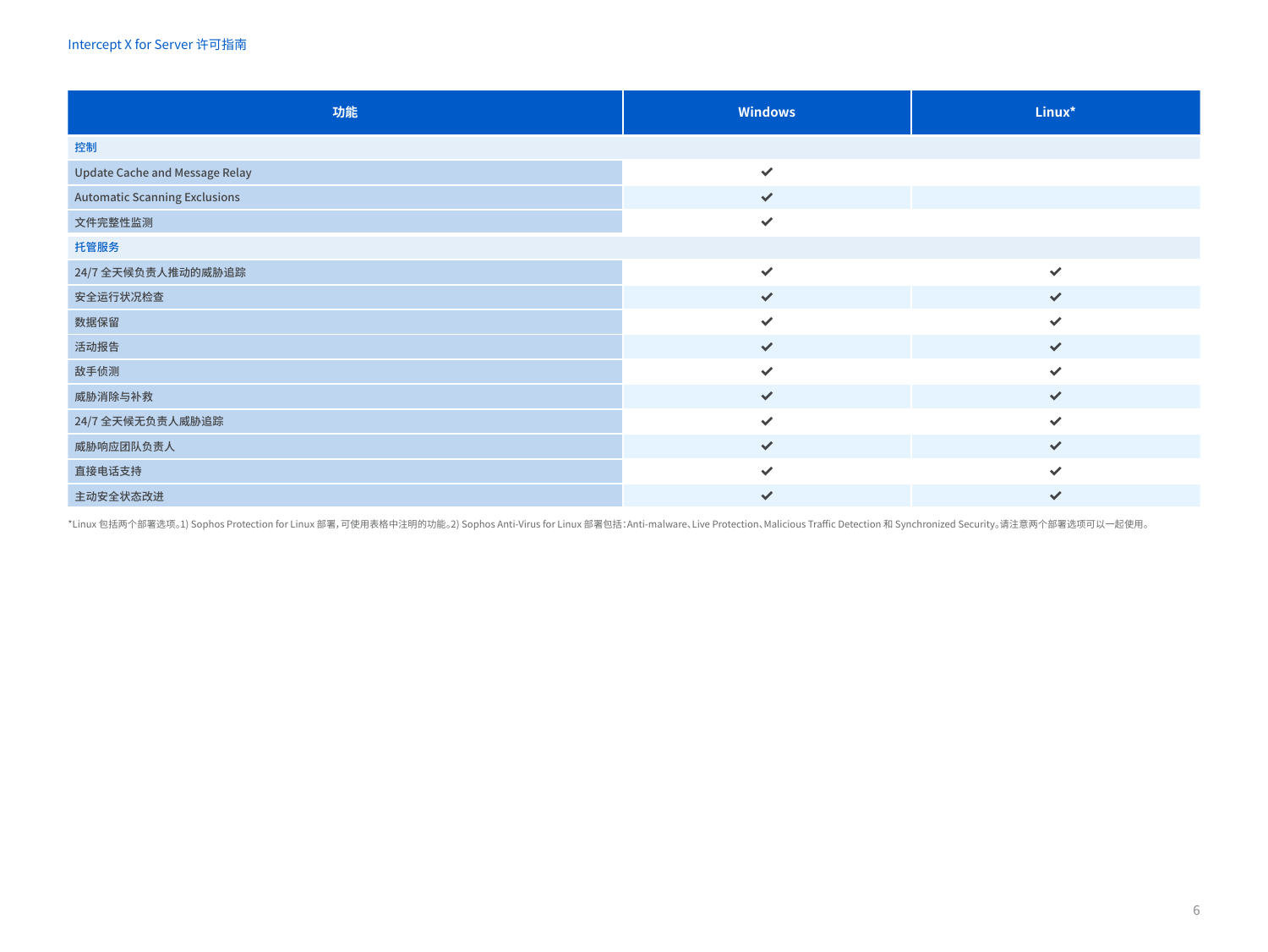| 功能 | Windows | Linux* |
| --- | --- | --- |
| **控制** | | |
| Update Cache and Message Relay | ✔ | |
| Automatic Scanning Exclusions | ✔ | |
| 文件完整性监测 | ✔ | |
| **托管服务** | | |
| 24/7 全天候负责人推动的威胁追踪 | ✔ | ✔ |
| 安全运行状况检查 | ✔ | ✔ |
| 数据保留 | ✔ | ✔ |
| 活动报告 | ✔ | ✔ |
| 敌手侦测 | ✔ | ✔ |
| 威胁消除与补救 | ✔ | ✔ |
| 24/7 全天候无负责人威胁追踪 | ✔ | ✔ |
| 威胁响应团队负责人 | ✔ | ✔ |
| 直接电话支持 | ✔ | ✔ |
| 主动安全状态改进 | ✔ | ✔ |

*Linux 包括两个部署选项。1) Sophos Protection for Linux 部署，可使用表格中注明的功能。2) Sophos Anti-Virus for Linux 部署包括：Anti-malware、Live Protection、Malicious Traffic Detection 和 Synchronized Security。请注意两个部署选项可以一起使用。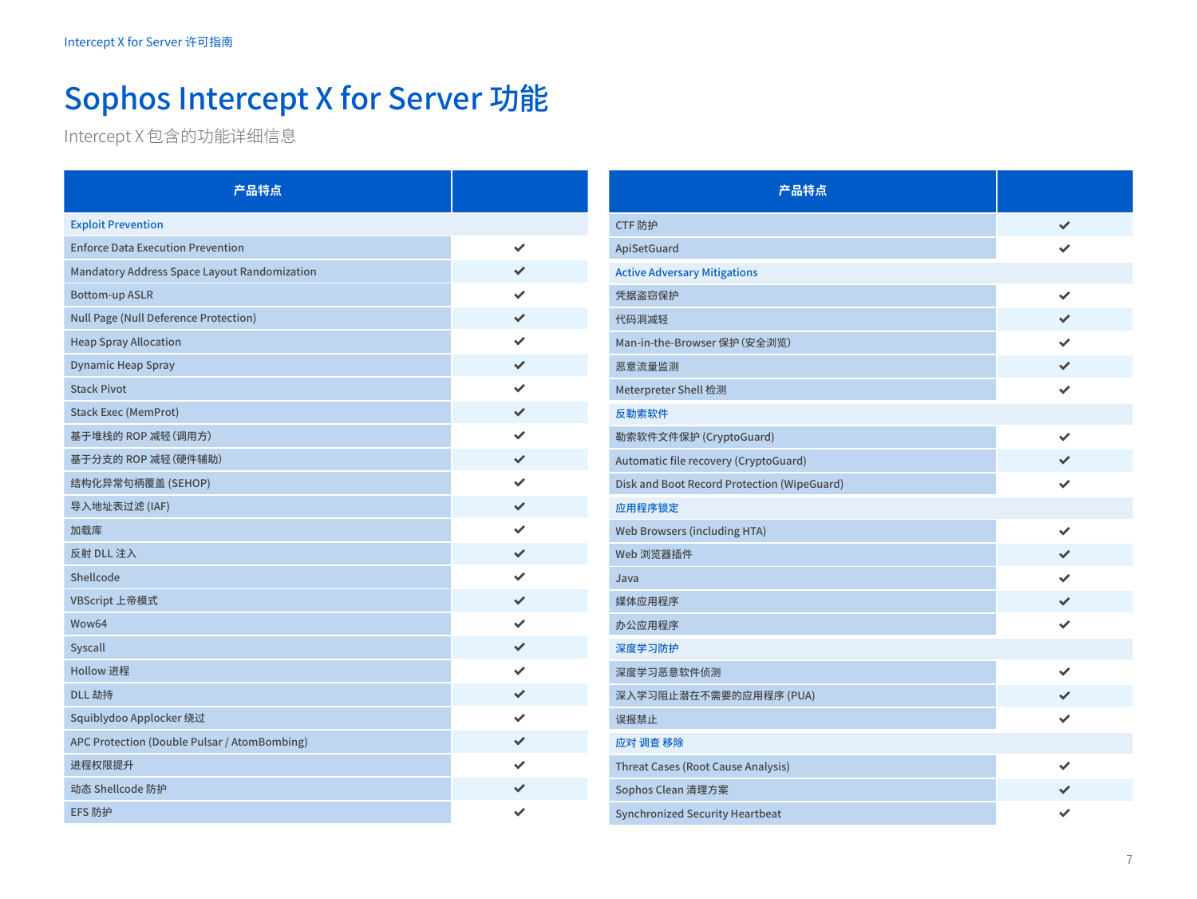# Sophos Intercept X for Server 功能

Intercept X 包含的功能详细信息

| 产品特点 | |
|---|---|
| Exploit Prevention | |
| Enforce Data Execution Prevention | ✔ |
| Mandatory Address Space Layout Randomization | ✔ |
| Bottom-up ASLR | ✔ |
| Null Page (Null Deference Protection) | ✔ |
| Heap Spray Allocation | ✔ |
| Dynamic Heap Spray | ✔ |
| Stack Pivot | ✔ |
| Stack Exec (MemProt) | ✔ |
| 基于堆栈的 ROP 减轻 (调用方) | ✔ |
| 基于分支的 ROP 减轻 (硬件辅助) | ✔ |
| 结构化异常句柄覆盖 (SEHOP) | ✔ |
| 导入地址表过滤 (IAF) | ✔ |
| 加载库 | ✔ |
| 反射 DLL 注入 | ✔ |
| Shellcode | ✔ |
| VBScript 上帝模式 | ✔ |
| Wow64 | ✔ |
| Syscall | ✔ |
| Hollow 进程 | ✔ |
| DLL 劫持 | ✔ |
| Squiblydoo Applocker 绕过 | ✔ |
| APC Protection (Double Pulsar / AtomBombing) | ✔ |
| 进程权限提升 | ✔ |
| 动态 Shellcode 防护 | ✔ |
| EFS 防护 | ✔ |

| 产品特点 | |
|---|---|
| CTF 防护 | ✔ |
| ApiSetGuard | ✔ |
| Active Adversary Mitigations | |
| 凭据盗窃保护 | ✔ |
| 代码洞减轻 | ✔ |
| Man-in-the-Browser 保护 (安全浏览) | ✔ |
| 恶意流量监测 | ✔ |
| Meterpreter Shell 检测 | ✔ |
| 反勒索软件 | |
| 勒索软件文件保护 (CryptoGuard) | ✔ |
| Automatic file recovery (CryptoGuard) | ✔ |
| Disk and Boot Record Protection (WipeGuard) | ✔ |
| 应用程序锁定 | |
| Web Browsers (including HTA) | ✔ |
| Web 浏览器插件 | ✔ |
| Java | ✔ |
| 媒体应用程序 | ✔ |
| 办公应用程序 | ✔ |
| 深度学习防护 | |
| 深度学习恶意软件侦测 | ✔ |
| 深入学习阻止潜在不需要的应用程序 (PUA) | ✔ |
| 误报禁止 | ✔ |
| 应对 调查 移除 | |
| Threat Cases (Root Cause Analysis) | ✔ |
| Sophos Clean 清理方案 | ✔ |
| Synchronized Security Heartbeat | ✔ |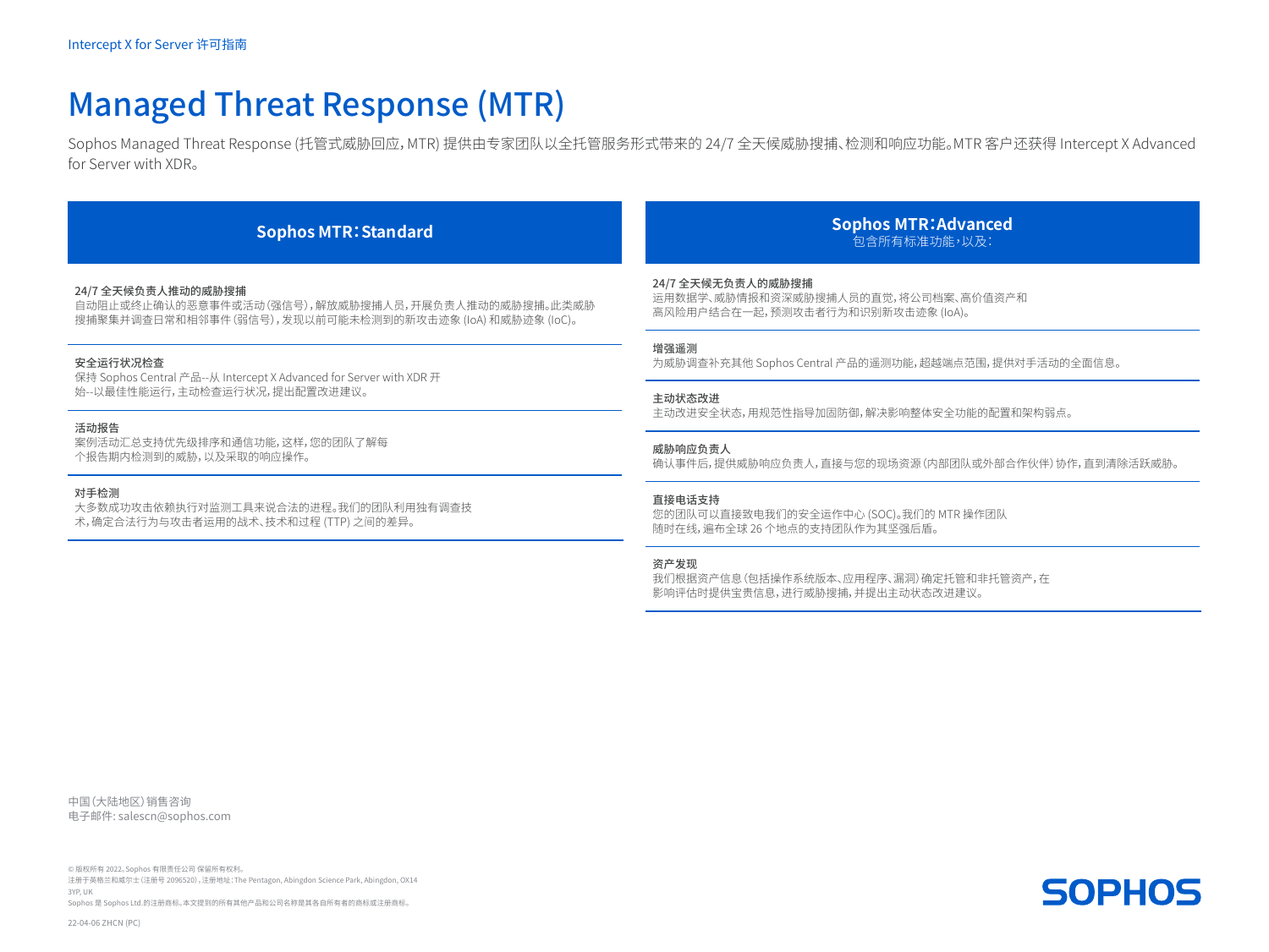# Managed Threat Response (MTR)

Sophos Managed Threat Response (托管式威胁回应，MTR) 提供由专家团队以全托管服务形式带来的 24/7 全天候威胁搜捕、检测和响应功能。MTR 客户还获得 Intercept X Advanced for Server with XDR。

## Sophos MTR：Standard

**24/7 全天候负责人推动的威胁搜捕**
自动阻止或终止确认的恶意事件或活动（强信号），解放威胁搜捕人员，开展负责人推动的威胁搜捕。此类威胁搜捕聚集并调查日常和相邻事件（弱信号），发现以前可能未检测到的新攻击迹象 (IoA) 和威胁迹象 (IoC)。

**安全运行状况检查**
保持 Sophos Central 产品--从 Intercept X Advanced for Server with XDR 开始--以最佳性能运行，主动检查运行状况，提出配置改进建议。

**活动报告**
案例活动汇总支持优先级排序和通信功能，这样，您的团队了解每个报告期内检测到的威胁，以及采取的响应操作。

**对手检测**
大多数成功攻击依赖执行对监测工具来说合法的进程。我们的团队利用独有调查技术，确定合法行为与攻击者运用的战术、技术和过程 (TTP) 之间的差异。

## Sophos MTR：Advanced

包含所有标准功能，以及：

**24/7 全天候无负责人的威胁搜捕**
运用数据学、威胁情报和资深威胁搜捕人员的直觉，将公司档案、高价值资产和高风险用户结合在一起，预测攻击者行为和识别新攻击迹象 (IoA)。

**增强遥测**
为威胁调查补充其他 Sophos Central 产品的遥测功能，超越端点范围，提供对手活动的全面信息。

**主动状态改进**
主动改进安全状态，用规范性指导加固防御，解决影响整体安全功能的配置和架构弱点。

**威胁响应负责人**
确认事件后，提供威胁响应负责人，直接与您的现场资源（内部团队或外部合作伙伴）协作，直到清除活跃威胁。

**直接电话支持**
您的团队可以直接致电我们的安全运作中心 (SOC)。我们的 MTR 操作团队随时在线，遍布全球 26 个地点的支持团队作为其坚强后盾。

**资产发现**
我们根据资产信息（包括操作系统版本、应用程序、漏洞）确定托管和非托管资产，在影响评估时提供宝贵信息，进行威胁搜捕，并提出主动状态改进建议。

中国（大陆地区）销售咨询
电子邮件: salescn@sophos.com

© 版权所有 2022。Sophos 有限责任公司 保留所有权利。
注册于英格兰和威尔士（注册号 2096520），注册地址：The Pentagon, Abingdon Science Park, Abingdon, OX14 3YP, UK
Sophos 是 Sophos Ltd.的注册商标。本文提到的所有其他产品和公司名称是其各自所有者的商标或注册商标。

22-04-06 ZHCN (PC)

SOPHOS